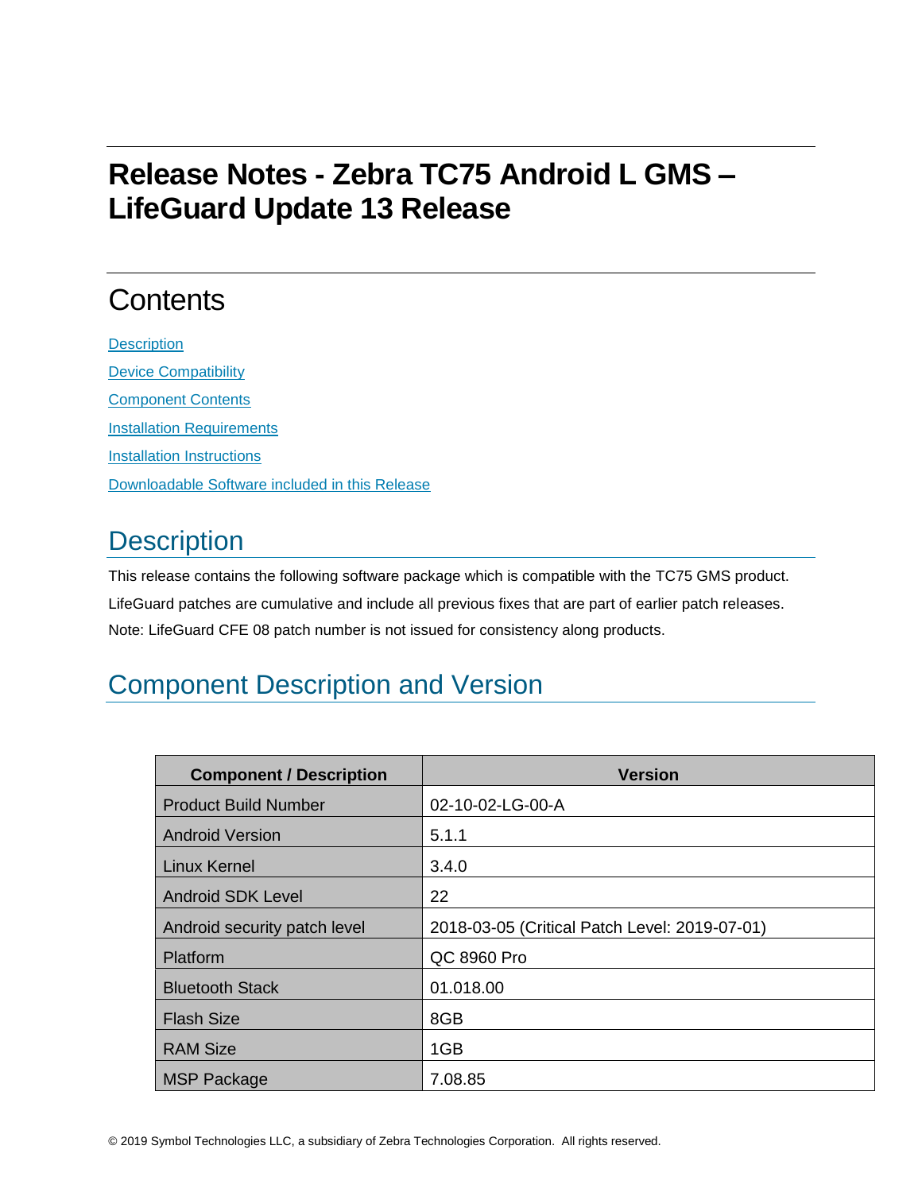# Release Notes - Zebra TC75 Android L GMS – LifeGuard Update 13 Release

## Contents

[Description](#description)

[Device Compatibility](#device-compatibility)

[Component Contents](#component-contents)

[Installation Requirements](#installation-requirements)

[Installation Instructions](#installation-instructions)

[Downloadable Software included in this Release](#downloadable-software-included-in-this-release)

## Description

This release contains the following software package which is compatible with the TC75 GMS product.

LifeGuard patches are cumulative and include all previous fixes that are part of earlier patch releases.

Note: LifeGuard CFE 08 patch number is not issued for consistency along products.

## Component Description and Version

| Component / Description | Version |
|---|---|
| Product Build Number | 02-10-02-LG-00-A |
| Android Version | 5.1.1 |
| Linux Kernel | 3.4.0 |
| Android SDK Level | 22 |
| Android security patch level | 2018-03-05 (Critical Patch Level: 2019-07-01) |
| Platform | QC 8960 Pro |
| Bluetooth Stack | 01.018.00 |
| Flash Size | 8GB |
| RAM Size | 1GB |
| MSP Package | 7.08.85 |

© 2019 Symbol Technologies LLC, a subsidiary of Zebra Technologies Corporation. All rights reserved.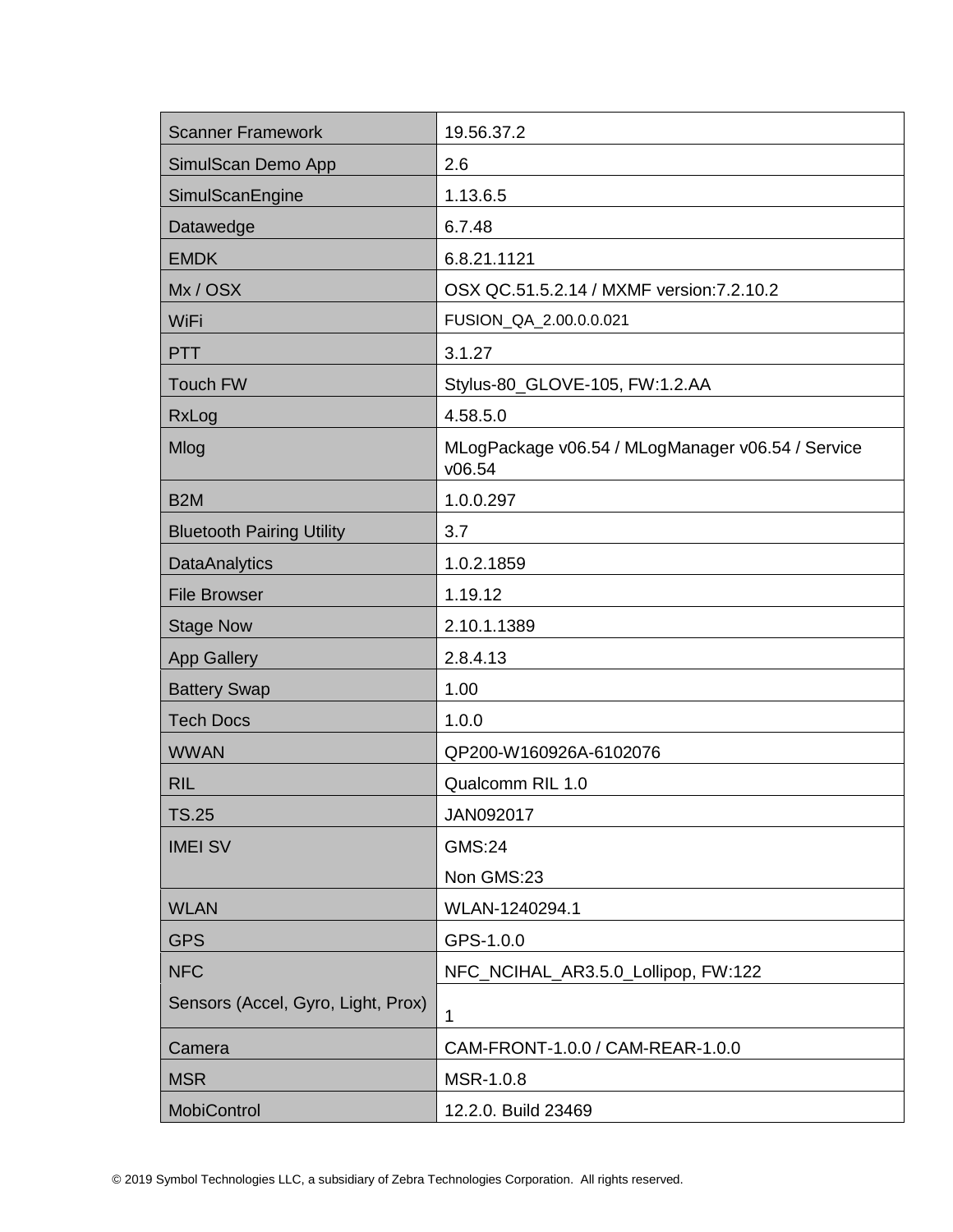| Scanner Framework | 19.56.37.2 |
| --- | --- |
| SimulScan Demo App | 2.6 |
| SimulScanEngine | 1.13.6.5 |
| Datawedge | 6.7.48 |
| EMDK | 6.8.21.1121 |
| Mx / OSX | OSX QC.51.5.2.14 / MXMF version:7.2.10.2 |
| WiFi | FUSION_QA_2.00.0.0.021 |
| PTT | 3.1.27 |
| Touch FW | Stylus-80_GLOVE-105, FW:1.2.AA |
| RxLog | 4.58.5.0 |
| Mlog | MLogPackage v06.54 / MLogManager v06.54 / Service v06.54 |
| B2M | 1.0.0.297 |
| Bluetooth Pairing Utility | 3.7 |
| DataAnalytics | 1.0.2.1859 |
| File Browser | 1.19.12 |
| Stage Now | 2.10.1.1389 |
| App Gallery | 2.8.4.13 |
| Battery Swap | 1.00 |
| Tech Docs | 1.0.0 |
| WWAN | QP200-W160926A-6102076 |
| RIL | Qualcomm RIL 1.0 |
| TS.25 | JAN092017 |
| IMEI SV | GMS:24<br>Non GMS:23 |
| WLAN | WLAN-1240294.1 |
| GPS | GPS-1.0.0 |
| NFC | NFC_NCIHAL_AR3.5.0_Lollipop, FW:122 |
| Sensors (Accel, Gyro, Light, Prox) | 1 |
| Camera | CAM-FRONT-1.0.0 / CAM-REAR-1.0.0 |
| MSR | MSR-1.0.8 |
| MobiControl | 12.2.0. Build 23469 |

© 2019 Symbol Technologies LLC, a subsidiary of Zebra Technologies Corporation. All rights reserved.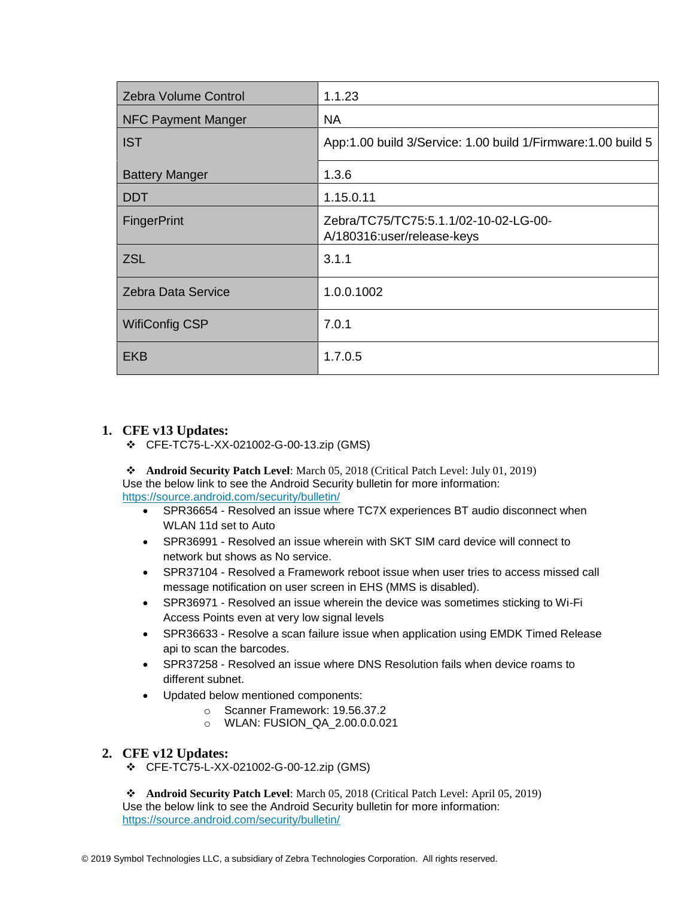| Zebra Volume Control | 1.1.23 |
|---|---|
| NFC Payment Manger | NA |
| IST | App:1.00 build 3/Service: 1.00 build 1/Firmware:1.00 build 5 |
| Battery Manger | 1.3.6 |
| DDT | 1.15.0.11 |
| FingerPrint | Zebra/TC75/TC75:5.1.1/02-10-02-LG-00-A/180316:user/release-keys |
| ZSL | 3.1.1 |
| Zebra Data Service | 1.0.0.1002 |
| WifiConfig CSP | 7.0.1 |
| EKB | 1.7.0.5 |

1. **CFE v13 Updates:**
   - ❖ CFE-TC75-L-XX-021002-G-00-13.zip (GMS)

   ❖ **Android Security Patch Level**: March 05, 2018 (Critical Patch Level: July 01, 2019)
   Use the below link to see the Android Security bulletin for more information:
   https://source.android.com/security/bulletin/

   - SPR36654 - Resolved an issue where TC7X experiences BT audio disconnect when WLAN 11d set to Auto
   - SPR36991 - Resolved an issue wherein with SKT SIM card device will connect to network but shows as No service.
   - SPR37104 - Resolved a Framework reboot issue when user tries to access missed call message notification on user screen in EHS (MMS is disabled).
   - SPR36971 - Resolved an issue wherein the device was sometimes sticking to Wi-Fi Access Points even at very low signal levels
   - SPR36633 - Resolve a scan failure issue when application using EMDK Timed Release api to scan the barcodes.
   - SPR37258 - Resolved an issue where DNS Resolution fails when device roams to different subnet.
   - Updated below mentioned components:
     - Scanner Framework: 19.56.37.2
     - WLAN: FUSION_QA_2.00.0.0.021

2. **CFE v12 Updates:**
   - ❖ CFE-TC75-L-XX-021002-G-00-12.zip (GMS)

   ❖ **Android Security Patch Level**: March 05, 2018 (Critical Patch Level: April 05, 2019)
   Use the below link to see the Android Security bulletin for more information:
   https://source.android.com/security/bulletin/

© 2019 Symbol Technologies LLC, a subsidiary of Zebra Technologies Corporation. All rights reserved.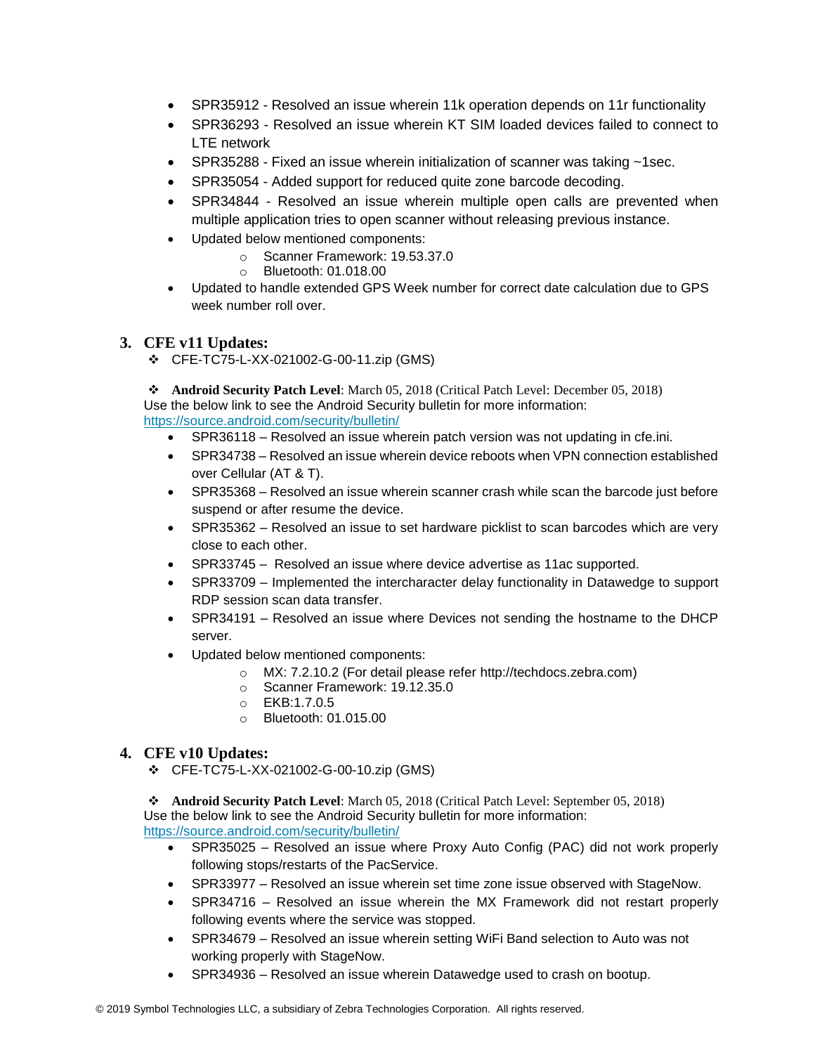- SPR35912 - Resolved an issue wherein 11k operation depends on 11r functionality
- SPR36293 - Resolved an issue wherein KT SIM loaded devices failed to connect to LTE network
- SPR35288 - Fixed an issue wherein initialization of scanner was taking ~1sec.
- SPR35054 - Added support for reduced quite zone barcode decoding.
- SPR34844 - Resolved an issue wherein multiple open calls are prevented when multiple application tries to open scanner without releasing previous instance.
- Updated below mentioned components:
  - Scanner Framework: 19.53.37.0
  - Bluetooth: 01.018.00
- Updated to handle extended GPS Week number for correct date calculation due to GPS week number roll over.

## 3. CFE v11 Updates:

❖ CFE-TC75-L-XX-021002-G-00-11.zip (GMS)

❖ **Android Security Patch Level**: March 05, 2018 (Critical Patch Level: December 05, 2018)

Use the below link to see the Android Security bulletin for more information:
https://source.android.com/security/bulletin/

- SPR36118 – Resolved an issue wherein patch version was not updating in cfe.ini.
- SPR34738 – Resolved an issue wherein device reboots when VPN connection established over Cellular (AT & T).
- SPR35368 – Resolved an issue wherein scanner crash while scan the barcode just before suspend or after resume the device.
- SPR35362 – Resolved an issue to set hardware picklist to scan barcodes which are very close to each other.
- SPR33745 – Resolved an issue where device advertise as 11ac supported.
- SPR33709 – Implemented the intercharacter delay functionality in Datawedge to support RDP session scan data transfer.
- SPR34191 – Resolved an issue where Devices not sending the hostname to the DHCP server.
- Updated below mentioned components:
  - MX: 7.2.10.2 (For detail please refer http://techdocs.zebra.com)
  - Scanner Framework: 19.12.35.0
  - EKB:1.7.0.5
  - Bluetooth: 01.015.00

## 4. CFE v10 Updates:

❖ CFE-TC75-L-XX-021002-G-00-10.zip (GMS)

❖ **Android Security Patch Level**: March 05, 2018 (Critical Patch Level: September 05, 2018)

Use the below link to see the Android Security bulletin for more information:
https://source.android.com/security/bulletin/

- SPR35025 – Resolved an issue where Proxy Auto Config (PAC) did not work properly following stops/restarts of the PacService.
- SPR33977 – Resolved an issue wherein set time zone issue observed with StageNow.
- SPR34716 – Resolved an issue wherein the MX Framework did not restart properly following events where the service was stopped.
- SPR34679 – Resolved an issue wherein setting WiFi Band selection to Auto was not working properly with StageNow.
- SPR34936 – Resolved an issue wherein Datawedge used to crash on bootup.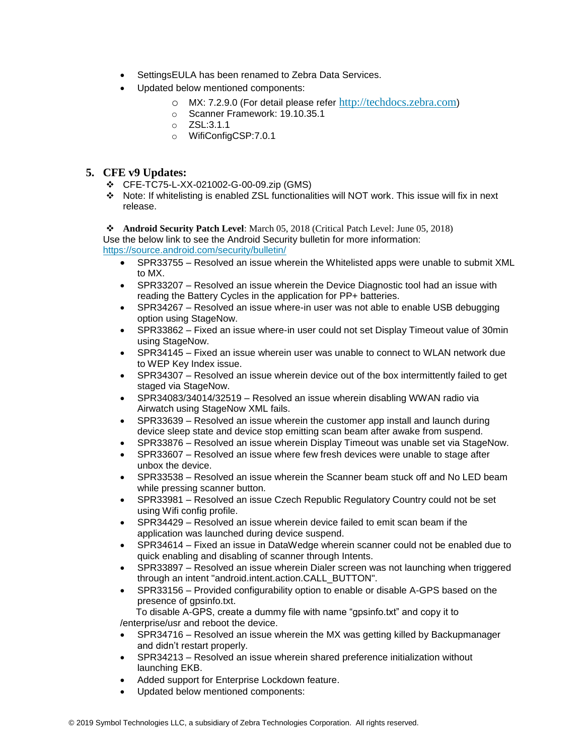- SettingsEULA has been renamed to Zebra Data Services.
- Updated below mentioned components:
    - MX: 7.2.9.0 (For detail please refer http://techdocs.zebra.com)
    - Scanner Framework: 19.10.35.1
    - ZSL:3.1.1
    - WifiConfigCSP:7.0.1

## 5. CFE v9 Updates:

- CFE-TC75-L-XX-021002-G-00-09.zip (GMS)
- Note: If whitelisting is enabled ZSL functionalities will NOT work. This issue will fix in next release.

- **Android Security Patch Level**: March 05, 2018 (Critical Patch Level: June 05, 2018)

Use the below link to see the Android Security bulletin for more information: https://source.android.com/security/bulletin/

- SPR33755 – Resolved an issue wherein the Whitelisted apps were unable to submit XML to MX.
- SPR33207 – Resolved an issue wherein the Device Diagnostic tool had an issue with reading the Battery Cycles in the application for PP+ batteries.
- SPR34267 – Resolved an issue where-in user was not able to enable USB debugging option using StageNow.
- SPR33862 – Fixed an issue where-in user could not set Display Timeout value of 30min using StageNow.
- SPR34145 – Fixed an issue wherein user was unable to connect to WLAN network due to WEP Key Index issue.
- SPR34307 – Resolved an issue wherein device out of the box intermittently failed to get staged via StageNow.
- SPR34083/34014/32519 – Resolved an issue wherein disabling WWAN radio via Airwatch using StageNow XML fails.
- SPR33639 – Resolved an issue wherein the customer app install and launch during device sleep state and device stop emitting scan beam after awake from suspend.
- SPR33876 – Resolved an issue wherein Display Timeout was unable set via StageNow.
- SPR33607 – Resolved an issue where few fresh devices were unable to stage after unbox the device.
- SPR33538 – Resolved an issue wherein the Scanner beam stuck off and No LED beam while pressing scanner button.
- SPR33981 – Resolved an issue Czech Republic Regulatory Country could not be set using Wifi config profile.
- SPR34429 – Resolved an issue wherein device failed to emit scan beam if the application was launched during device suspend.
- SPR34614 – Fixed an issue in DataWedge wherein scanner could not be enabled due to quick enabling and disabling of scanner through Intents.
- SPR33897 – Resolved an issue wherein Dialer screen was not launching when triggered through an intent "android.intent.action.CALL_BUTTON".
- SPR33156 – Provided configurability option to enable or disable A-GPS based on the presence of gpsinfo.txt.

  To disable A-GPS, create a dummy file with name "gpsinfo.txt" and copy it to /enterprise/usr and reboot the device.
- SPR34716 – Resolved an issue wherein the MX was getting killed by Backupmanager and didn't restart properly.
- SPR34213 – Resolved an issue wherein shared preference initialization without launching EKB.
- Added support for Enterprise Lockdown feature.
- Updated below mentioned components: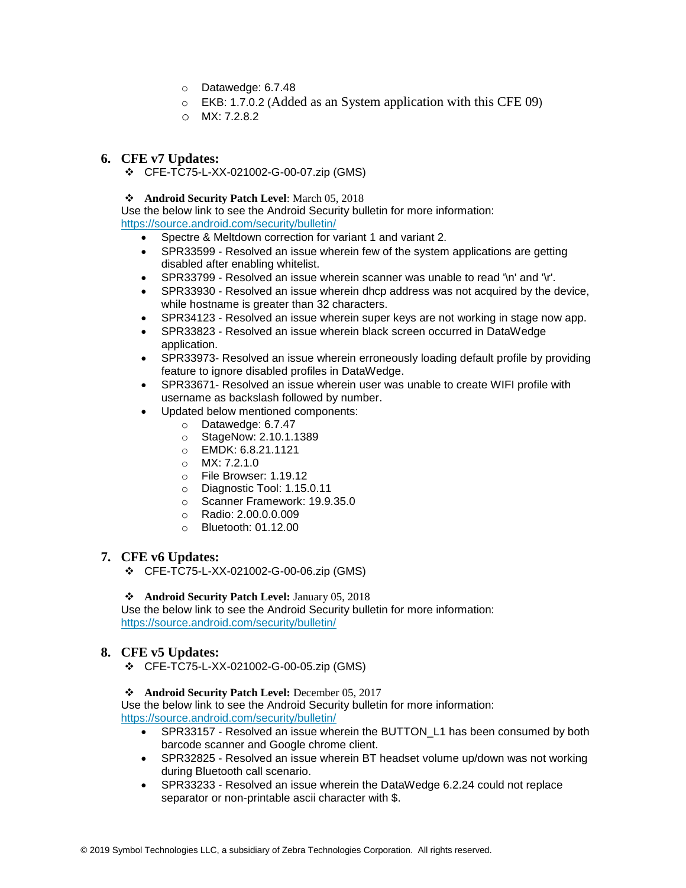- Datawedge: 6.7.48
    - EKB: 1.7.0.2 (Added as an System application with this CFE 09)
    - MX: 7.2.8.2

## 6. CFE v7 Updates:

- CFE-TC75-L-XX-021002-G-00-07.zip (GMS)

- **Android Security Patch Level**: March 05, 2018

Use the below link to see the Android Security bulletin for more information: https://source.android.com/security/bulletin/

- Spectre & Meltdown correction for variant 1 and variant 2.
- SPR33599 - Resolved an issue wherein few of the system applications are getting disabled after enabling whitelist.
- SPR33799 - Resolved an issue wherein scanner was unable to read '\n' and '\r'.
- SPR33930 - Resolved an issue wherein dhcp address was not acquired by the device, while hostname is greater than 32 characters.
- SPR34123 - Resolved an issue wherein super keys are not working in stage now app.
- SPR33823 - Resolved an issue wherein black screen occurred in DataWedge application.
- SPR33973- Resolved an issue wherein erroneously loading default profile by providing feature to ignore disabled profiles in DataWedge.
- SPR33671- Resolved an issue wherein user was unable to create WIFI profile with username as backslash followed by number.
- Updated below mentioned components:
    - Datawedge: 6.7.47
    - StageNow: 2.10.1.1389
    - EMDK: 6.8.21.1121
    - MX: 7.2.1.0
    - File Browser: 1.19.12
    - Diagnostic Tool: 1.15.0.11
    - Scanner Framework: 19.9.35.0
    - Radio: 2.00.0.0.009
    - Bluetooth: 01.12.00

## 7. CFE v6 Updates:

- CFE-TC75-L-XX-021002-G-00-06.zip (GMS)

- **Android Security Patch Level:** January 05, 2018

Use the below link to see the Android Security bulletin for more information: https://source.android.com/security/bulletin/

## 8. CFE v5 Updates:

- CFE-TC75-L-XX-021002-G-00-05.zip (GMS)

- **Android Security Patch Level:** December 05, 2017

Use the below link to see the Android Security bulletin for more information: https://source.android.com/security/bulletin/

- SPR33157 - Resolved an issue wherein the BUTTON_L1 has been consumed by both barcode scanner and Google chrome client.
- SPR32825 - Resolved an issue wherein BT headset volume up/down was not working during Bluetooth call scenario.
- SPR33233 - Resolved an issue wherein the DataWedge 6.2.24 could not replace separator or non-printable ascii character with $.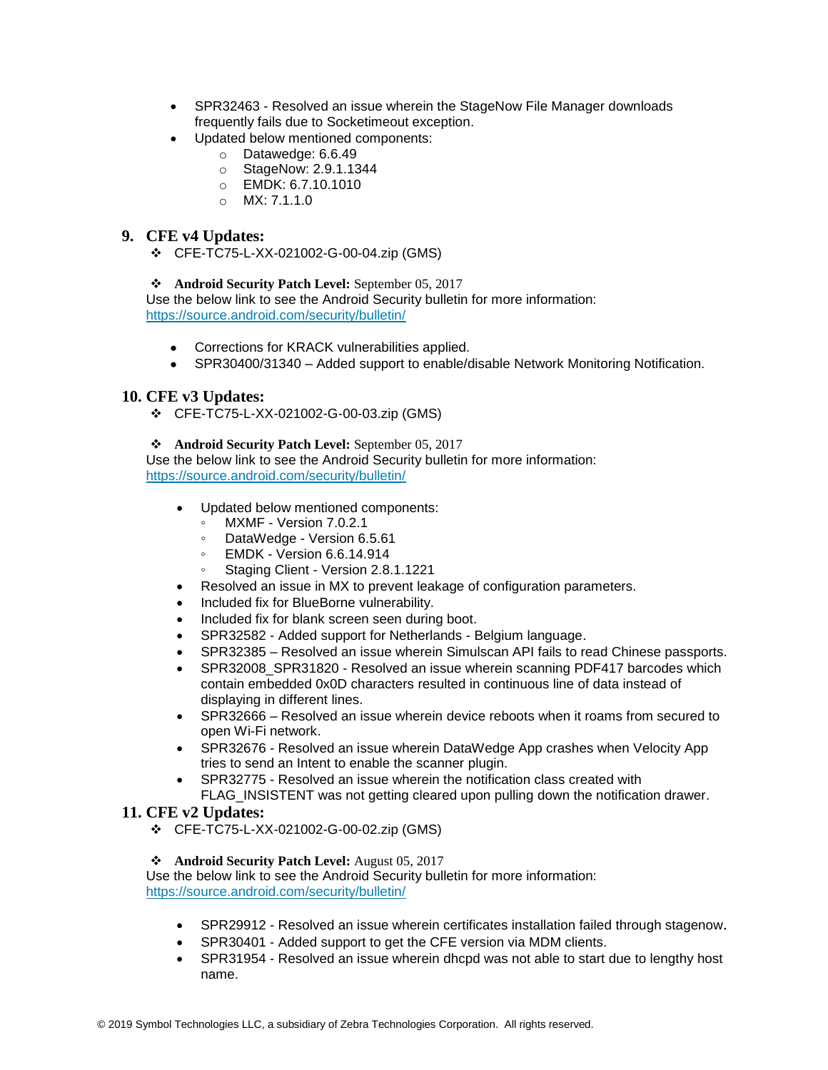- SPR32463 - Resolved an issue wherein the StageNow File Manager downloads frequently fails due to Socketimeout exception.
- Updated below mentioned components:
  - Datawedge: 6.6.49
  - StageNow: 2.9.1.1344
  - EMDK: 6.7.10.1010
  - MX: 7.1.1.0

## 9. CFE v4 Updates:

❖ CFE-TC75-L-XX-021002-G-00-04.zip (GMS)

❖ **Android Security Patch Level:** September 05, 2017

Use the below link to see the Android Security bulletin for more information:
https://source.android.com/security/bulletin/

- Corrections for KRACK vulnerabilities applied.
- SPR30400/31340 – Added support to enable/disable Network Monitoring Notification.

## 10. CFE v3 Updates:

❖ CFE-TC75-L-XX-021002-G-00-03.zip (GMS)

❖ **Android Security Patch Level:** September 05, 2017

Use the below link to see the Android Security bulletin for more information:
https://source.android.com/security/bulletin/

- Updated below mentioned components:
  - MXMF - Version 7.0.2.1
  - DataWedge - Version 6.5.61
  - EMDK - Version 6.6.14.914
  - Staging Client - Version 2.8.1.1221
- Resolved an issue in MX to prevent leakage of configuration parameters.
- Included fix for BlueBorne vulnerability.
- Included fix for blank screen seen during boot.
- SPR32582 - Added support for Netherlands - Belgium language.
- SPR32385 – Resolved an issue wherein Simulscan API fails to read Chinese passports.
- SPR32008_SPR31820 - Resolved an issue wherein scanning PDF417 barcodes which contain embedded 0x0D characters resulted in continuous line of data instead of displaying in different lines.
- SPR32666 – Resolved an issue wherein device reboots when it roams from secured to open Wi-Fi network.
- SPR32676 - Resolved an issue wherein DataWedge App crashes when Velocity App tries to send an Intent to enable the scanner plugin.
- SPR32775 - Resolved an issue wherein the notification class created with FLAG_INSISTENT was not getting cleared upon pulling down the notification drawer.

## 11. CFE v2 Updates:

❖ CFE-TC75-L-XX-021002-G-00-02.zip (GMS)

❖ **Android Security Patch Level:** August 05, 2017

Use the below link to see the Android Security bulletin for more information:
https://source.android.com/security/bulletin/

- SPR29912 - Resolved an issue wherein certificates installation failed through stagenow.
- SPR30401 - Added support to get the CFE version via MDM clients.
- SPR31954 - Resolved an issue wherein dhcpd was not able to start due to lengthy host name.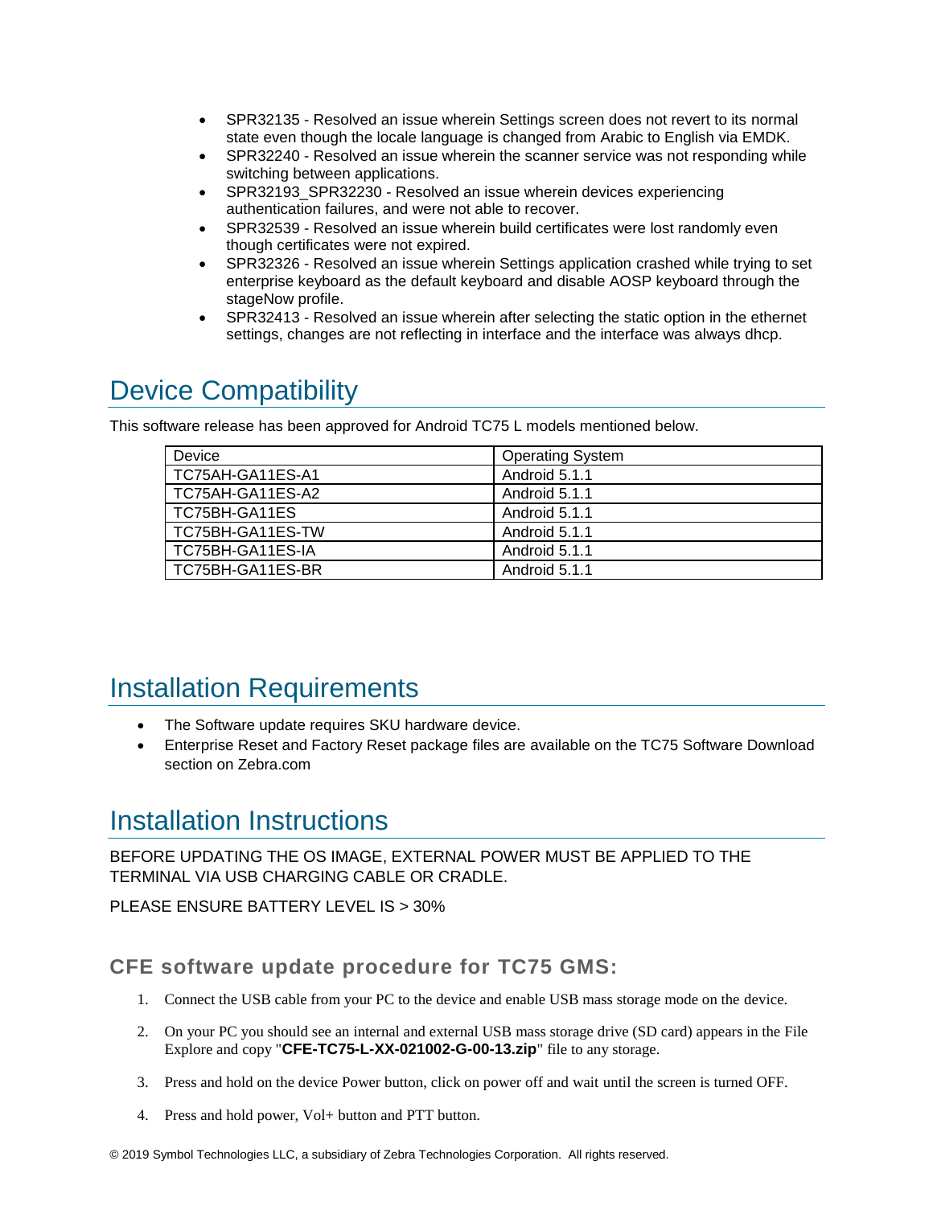- SPR32135 - Resolved an issue wherein Settings screen does not revert to its normal state even though the locale language is changed from Arabic to English via EMDK.
- SPR32240 - Resolved an issue wherein the scanner service was not responding while switching between applications.
- SPR32193_SPR32230 - Resolved an issue wherein devices experiencing authentication failures, and were not able to recover.
- SPR32539 - Resolved an issue wherein build certificates were lost randomly even though certificates were not expired.
- SPR32326 - Resolved an issue wherein Settings application crashed while trying to set enterprise keyboard as the default keyboard and disable AOSP keyboard through the stageNow profile.
- SPR32413 - Resolved an issue wherein after selecting the static option in the ethernet settings, changes are not reflecting in interface and the interface was always dhcp.

# Device Compatibility

This software release has been approved for Android TC75 L models mentioned below.

| Device | Operating System |
|---|---|
| TC75AH-GA11ES-A1 | Android 5.1.1 |
| TC75AH-GA11ES-A2 | Android 5.1.1 |
| TC75BH-GA11ES | Android 5.1.1 |
| TC75BH-GA11ES-TW | Android 5.1.1 |
| TC75BH-GA11ES-IA | Android 5.1.1 |
| TC75BH-GA11ES-BR | Android 5.1.1 |

# Installation Requirements

- The Software update requires SKU hardware device.
- Enterprise Reset and Factory Reset package files are available on the TC75 Software Download section on Zebra.com

# Installation Instructions

BEFORE UPDATING THE OS IMAGE, EXTERNAL POWER MUST BE APPLIED TO THE TERMINAL VIA USB CHARGING CABLE OR CRADLE.

PLEASE ENSURE BATTERY LEVEL IS > 30%

## CFE software update procedure for TC75 GMS:

1. Connect the USB cable from your PC to the device and enable USB mass storage mode on the device.
2. On your PC you should see an internal and external USB mass storage drive (SD card) appears in the File Explore and copy "**CFE-TC75-L-XX-021002-G-00-13.zip**" file to any storage.
3. Press and hold on the device Power button, click on power off and wait until the screen is turned OFF.
4. Press and hold power, Vol+ button and PTT button.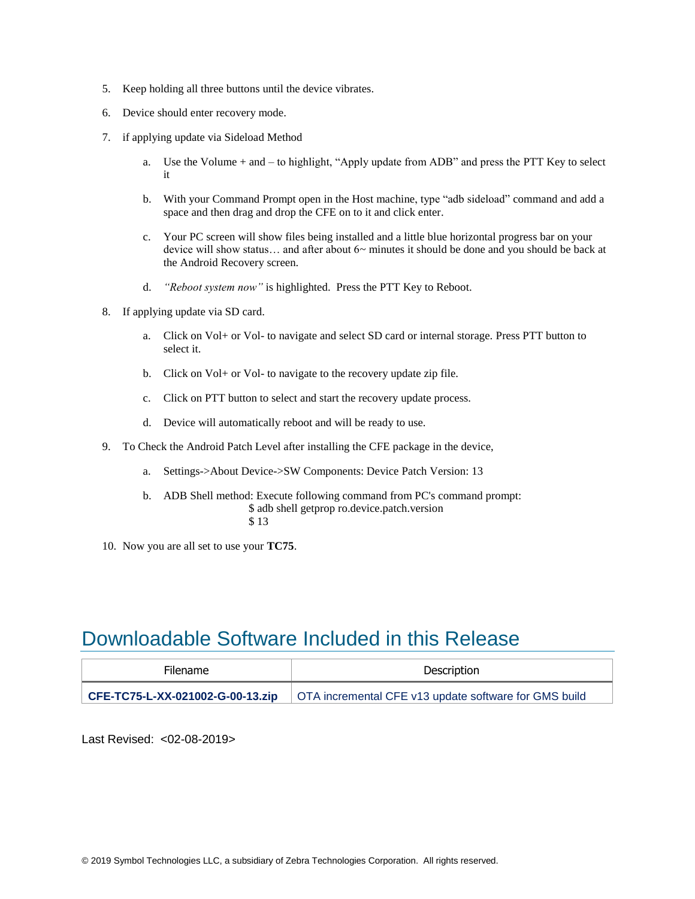5. Keep holding all three buttons until the device vibrates.

6. Device should enter recovery mode.

7. if applying update via Sideload Method

   a. Use the Volume + and – to highlight, “Apply update from ADB” and press the PTT Key to select it

   b. With your Command Prompt open in the Host machine, type “adb sideload” command and add a space and then drag and drop the CFE on to it and click enter.

   c. Your PC screen will show files being installed and a little blue horizontal progress bar on your device will show status… and after about 6~ minutes it should be done and you should be back at the Android Recovery screen.

   d. *“Reboot system now”* is highlighted. Press the PTT Key to Reboot.

8. If applying update via SD card.

   a. Click on Vol+ or Vol- to navigate and select SD card or internal storage. Press PTT button to select it.

   b. Click on Vol+ or Vol- to navigate to the recovery update zip file.

   c. Click on PTT button to select and start the recovery update process.

   d. Device will automatically reboot and will be ready to use.

9. To Check the Android Patch Level after installing the CFE package in the device,

   a. Settings->About Device->SW Components: Device Patch Version: 13

   b. ADB Shell method: Execute following command from PC's command prompt:
      $ adb shell getprop ro.device.patch.version
      $ 13

10. Now you are all set to use your **TC75**.

# Downloadable Software Included in this Release

| Filename | Description |
| --- | --- |
| **CFE-TC75-L-XX-021002-G-00-13.zip** | OTA incremental CFE v13 update software for GMS build |

Last Revised: <02-08-2019>

© 2019 Symbol Technologies LLC, a subsidiary of Zebra Technologies Corporation. All rights reserved.